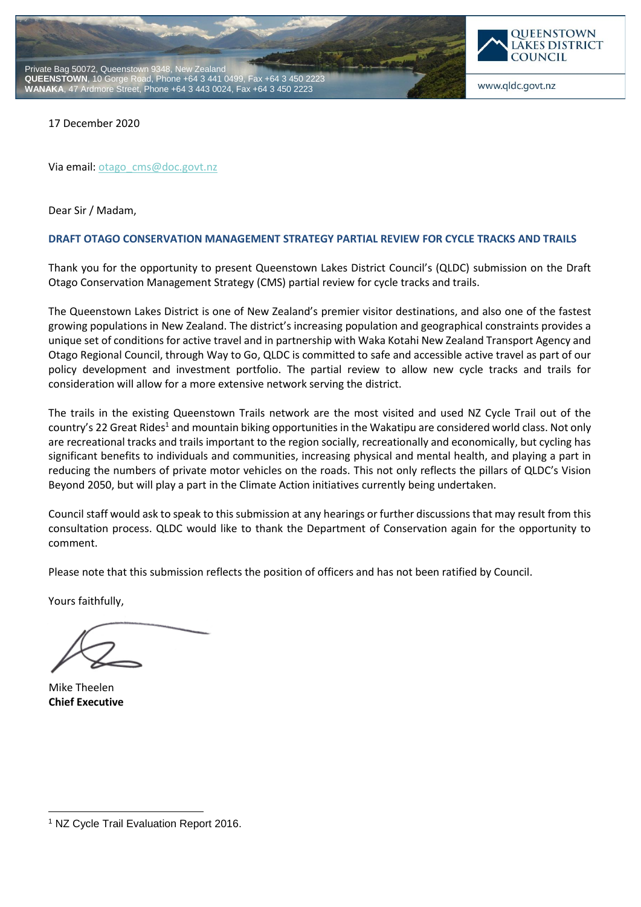Private Bag 50072, Queenstown 9348, New Zealand
**QUEENSTOWN**, 10 Gorge Road, Phone +64 3 441 0499, Fax +64 3 450 2223
**WANAKA**, 47 Ardmore Street, Phone +64 3 443 0024, Fax +64 3 450 2223

QUEENSTOWN LAKES DISTRICT COUNCIL

www.qldc.govt.nz

17 December 2020

Via email: otago_cms@doc.govt.nz

Dear Sir / Madam,

**DRAFT OTAGO CONSERVATION MANAGEMENT STRATEGY PARTIAL REVIEW FOR CYCLE TRACKS AND TRAILS**

Thank you for the opportunity to present Queenstown Lakes District Council's (QLDC) submission on the Draft Otago Conservation Management Strategy (CMS) partial review for cycle tracks and trails.

The Queenstown Lakes District is one of New Zealand's premier visitor destinations, and also one of the fastest growing populations in New Zealand. The district's increasing population and geographical constraints provides a unique set of conditions for active travel and in partnership with Waka Kotahi New Zealand Transport Agency and Otago Regional Council, through Way to Go, QLDC is committed to safe and accessible active travel as part of our policy development and investment portfolio. The partial review to allow new cycle tracks and trails for consideration will allow for a more extensive network serving the district.

The trails in the existing Queenstown Trails network are the most visited and used NZ Cycle Trail out of the country's 22 Great Rides[1] and mountain biking opportunities in the Wakatipu are considered world class. Not only are recreational tracks and trails important to the region socially, recreationally and economically, but cycling has significant benefits to individuals and communities, increasing physical and mental health, and playing a part in reducing the numbers of private motor vehicles on the roads. This not only reflects the pillars of QLDC's Vision Beyond 2050, but will play a part in the Climate Action initiatives currently being undertaken.

Council staff would ask to speak to this submission at any hearings or further discussions that may result from this consultation process. QLDC would like to thank the Department of Conservation again for the opportunity to comment.

Please note that this submission reflects the position of officers and has not been ratified by Council.

Yours faithfully,

Mike Theelen
**Chief Executive**

[1] NZ Cycle Trail Evaluation Report 2016.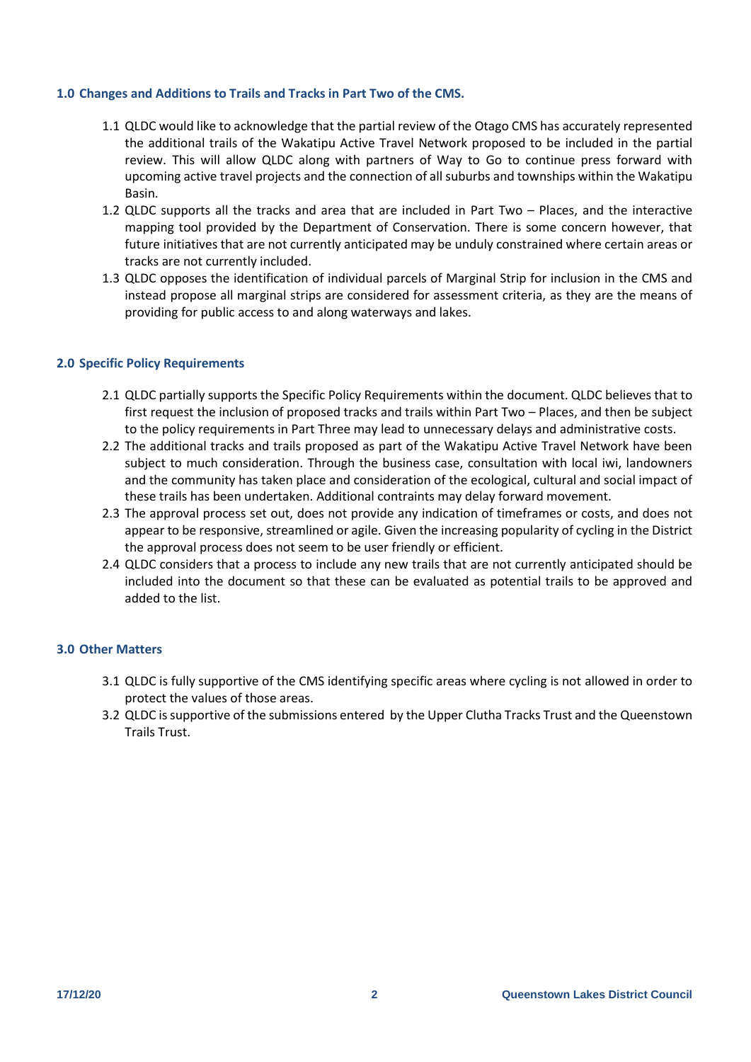## 1.0 Changes and Additions to Trails and Tracks in Part Two of the CMS.

1.1 QLDC would like to acknowledge that the partial review of the Otago CMS has accurately represented the additional trails of the Wakatipu Active Travel Network proposed to be included in the partial review. This will allow QLDC along with partners of Way to Go to continue press forward with upcoming active travel projects and the connection of all suburbs and townships within the Wakatipu Basin.

1.2 QLDC supports all the tracks and area that are included in Part Two – Places, and the interactive mapping tool provided by the Department of Conservation. There is some concern however, that future initiatives that are not currently anticipated may be unduly constrained where certain areas or tracks are not currently included.

1.3 QLDC opposes the identification of individual parcels of Marginal Strip for inclusion in the CMS and instead propose all marginal strips are considered for assessment criteria, as they are the means of providing for public access to and along waterways and lakes.

## 2.0 Specific Policy Requirements

2.1 QLDC partially supports the Specific Policy Requirements within the document. QLDC believes that to first request the inclusion of proposed tracks and trails within Part Two – Places, and then be subject to the policy requirements in Part Three may lead to unnecessary delays and administrative costs.

2.2 The additional tracks and trails proposed as part of the Wakatipu Active Travel Network have been subject to much consideration. Through the business case, consultation with local iwi, landowners and the community has taken place and consideration of the ecological, cultural and social impact of these trails has been undertaken. Additional contraints may delay forward movement.

2.3 The approval process set out, does not provide any indication of timeframes or costs, and does not appear to be responsive, streamlined or agile. Given the increasing popularity of cycling in the District the approval process does not seem to be user friendly or efficient.

2.4 QLDC considers that a process to include any new trails that are not currently anticipated should be included into the document so that these can be evaluated as potential trails to be approved and added to the list.

## 3.0 Other Matters

3.1 QLDC is fully supportive of the CMS identifying specific areas where cycling is not allowed in order to protect the values of those areas.

3.2 QLDC is supportive of the submissions entered by the Upper Clutha Tracks Trust and the Queenstown Trails Trust.